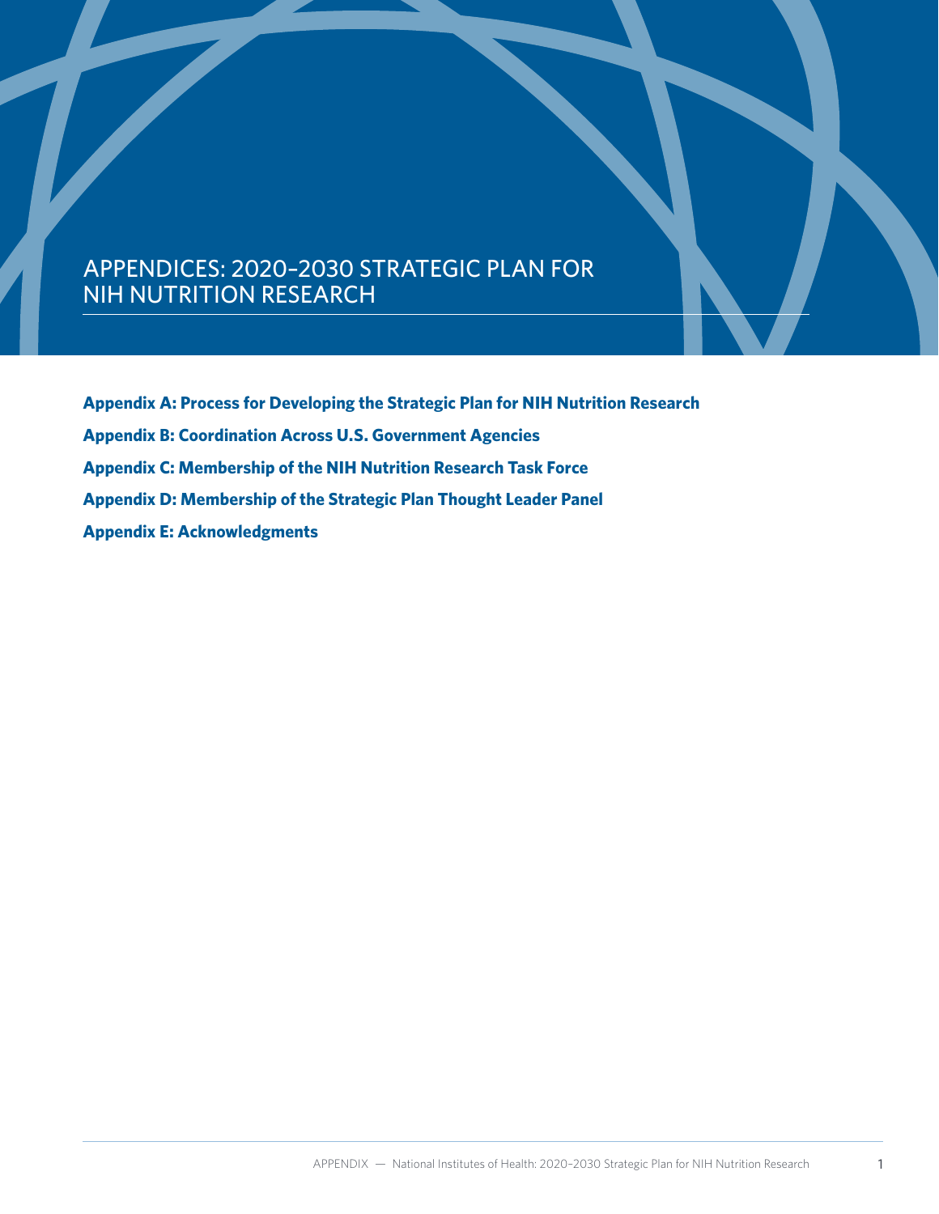# APPENDICES: 2020–2030 STRATEGIC PLAN FOR NIH NUTRITION RESEARCH

**Appendix A: Process for Developing the Strategic Plan for NIH Nutrition Research**

**Appendix B: Coordination Across U.S. Government Agencies**

**Appendix C: Membership of the NIH Nutrition Research Task Force**

**Appendix D: Membership of the Strategic Plan Thought Leader Panel**

**Appendix E: Acknowledgments**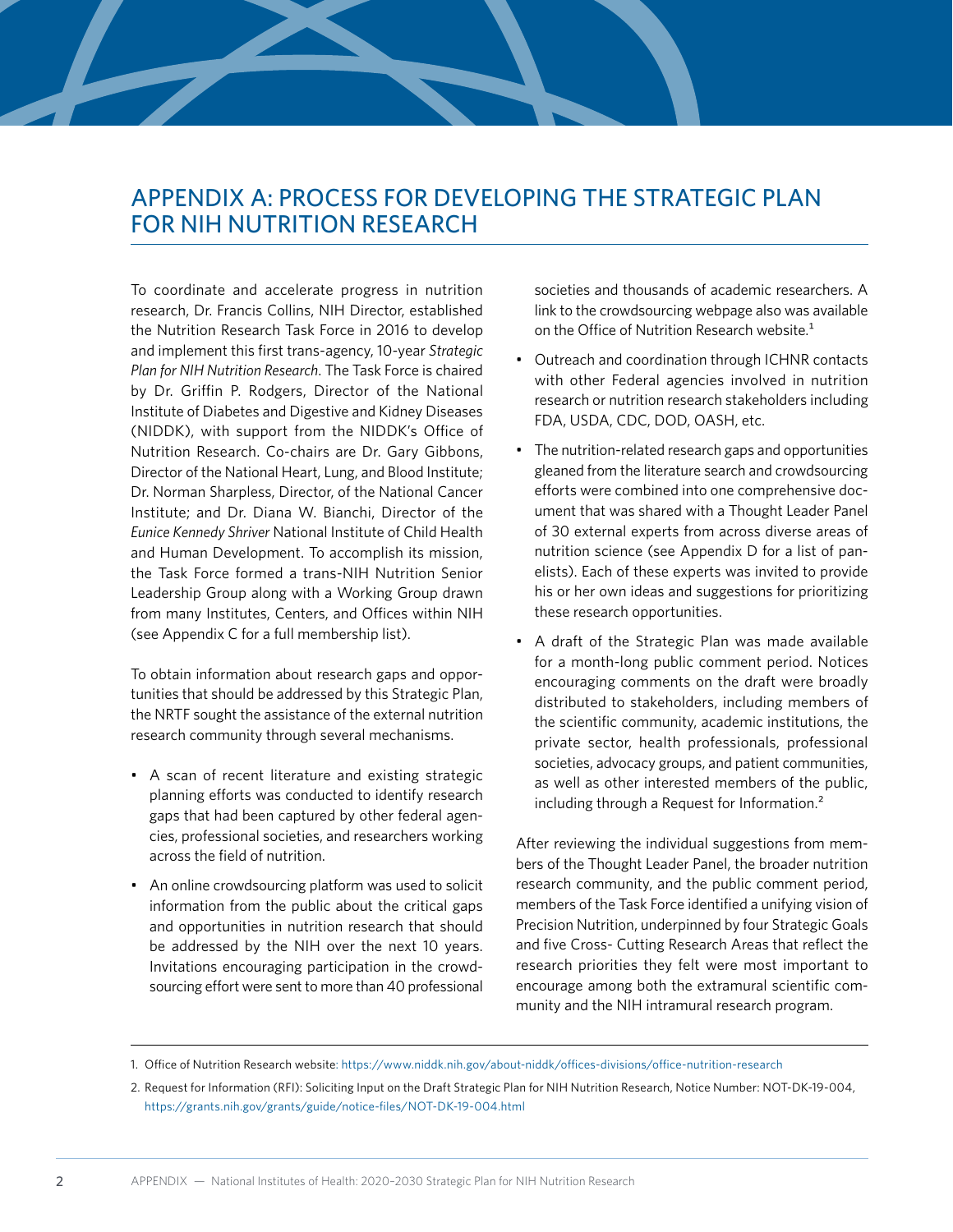# APPENDIX A: PROCESS FOR DEVELOPING THE STRATEGIC PLAN FOR NIH NUTRITION RESEARCH

To coordinate and accelerate progress in nutrition research, Dr. Francis Collins, NIH Director, established the Nutrition Research Task Force in 2016 to develop and implement this first trans-agency, 10-year *Strategic Plan for NIH Nutrition Research*. The Task Force is chaired by Dr. Griffin P. Rodgers, Director of the National Institute of Diabetes and Digestive and Kidney Diseases (NIDDK), with support from the NIDDK's Office of Nutrition Research. Co-chairs are Dr. Gary Gibbons, Director of the National Heart, Lung, and Blood Institute; Dr. Norman Sharpless, Director, of the National Cancer Institute; and Dr. Diana W. Bianchi, Director of the *Eunice Kennedy Shriver* National Institute of Child Health and Human Development. To accomplish its mission, the Task Force formed a trans-NIH Nutrition Senior Leadership Group along with a Working Group drawn from many Institutes, Centers, and Offices within NIH (see Appendix C for a full membership list).

To obtain information about research gaps and opportunities that should be addressed by this Strategic Plan, the NRTF sought the assistance of the external nutrition research community through several mechanisms.

- A scan of recent literature and existing strategic planning efforts was conducted to identify research gaps that had been captured by other federal agencies, professional societies, and researchers working across the field of nutrition.
- An online crowdsourcing platform was used to solicit information from the public about the critical gaps and opportunities in nutrition research that should be addressed by the NIH over the next 10 years. Invitations encouraging participation in the crowdsourcing effort were sent to more than 40 professional societies and thousands of academic researchers. A link to the crowdsourcing webpage also was available on the Office of Nutrition Research website.[1]
- Outreach and coordination through ICHNR contacts with other Federal agencies involved in nutrition research or nutrition research stakeholders including FDA, USDA, CDC, DOD, OASH, etc.
- The nutrition-related research gaps and opportunities gleaned from the literature search and crowdsourcing efforts were combined into one comprehensive document that was shared with a Thought Leader Panel of 30 external experts from across diverse areas of nutrition science (see Appendix D for a list of panelists). Each of these experts was invited to provide his or her own ideas and suggestions for prioritizing these research opportunities.
- A draft of the Strategic Plan was made available for a month-long public comment period. Notices encouraging comments on the draft were broadly distributed to stakeholders, including members of the scientific community, academic institutions, the private sector, health professionals, professional societies, advocacy groups, and patient communities, as well as other interested members of the public, including through a Request for Information.[2]

After reviewing the individual suggestions from members of the Thought Leader Panel, the broader nutrition research community, and the public comment period, members of the Task Force identified a unifying vision of Precision Nutrition, underpinned by four Strategic Goals and five Cross- Cutting Research Areas that reflect the research priorities they felt were most important to encourage among both the extramural scientific community and the NIH intramural research program.

1. Office of Nutrition Research website: https://www.niddk.nih.gov/about-niddk/offices-divisions/office-nutrition-research
2. Request for Information (RFI): Soliciting Input on the Draft Strategic Plan for NIH Nutrition Research, Notice Number: NOT-DK-19-004, https://grants.nih.gov/grants/guide/notice-files/NOT-DK-19-004.html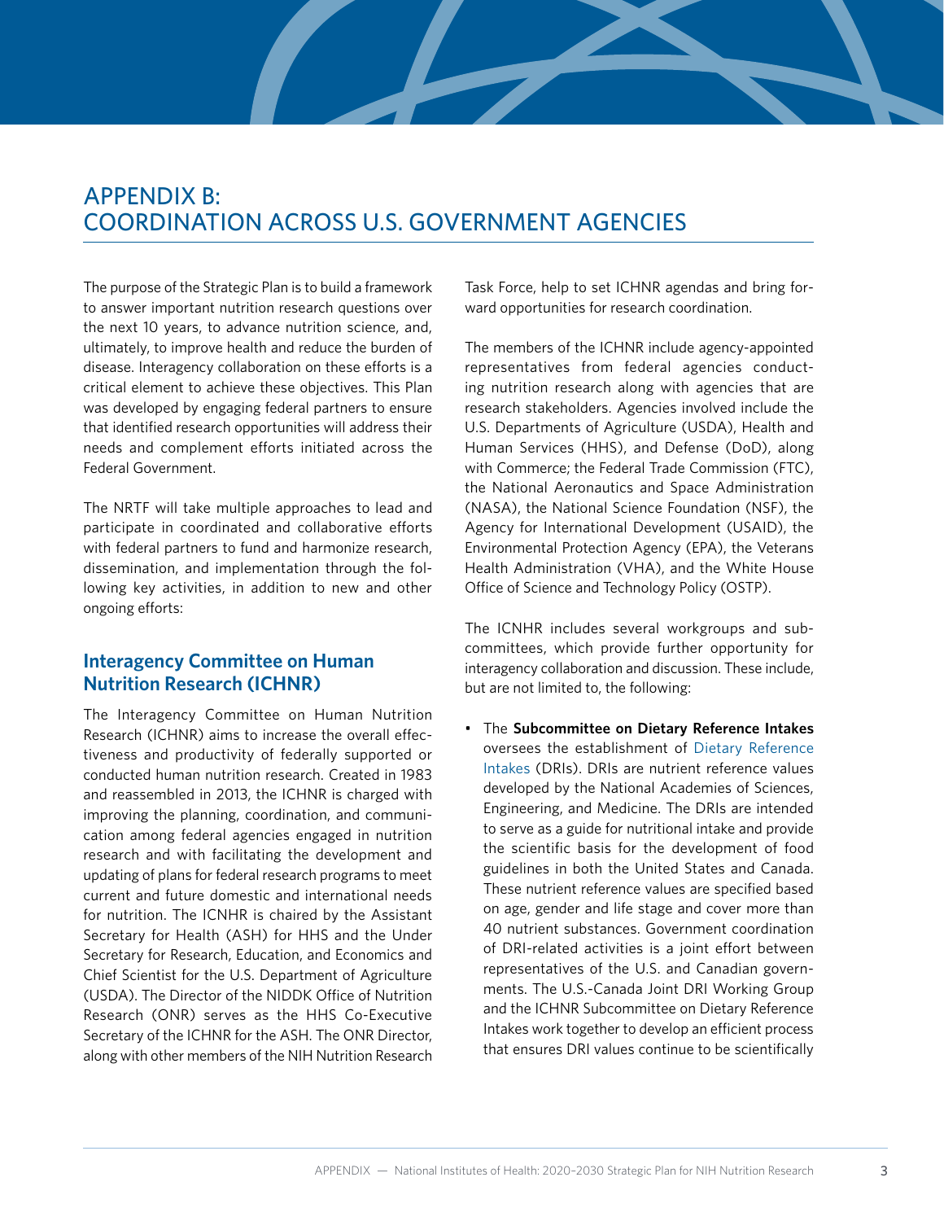# APPENDIX B: COORDINATION ACROSS U.S. GOVERNMENT AGENCIES

The purpose of the Strategic Plan is to build a framework to answer important nutrition research questions over the next 10 years, to advance nutrition science, and, ultimately, to improve health and reduce the burden of disease. Interagency collaboration on these efforts is a critical element to achieve these objectives. This Plan was developed by engaging federal partners to ensure that identified research opportunities will address their needs and complement efforts initiated across the Federal Government.

The NRTF will take multiple approaches to lead and participate in coordinated and collaborative efforts with federal partners to fund and harmonize research, dissemination, and implementation through the following key activities, in addition to new and other ongoing efforts:

## Interagency Committee on Human Nutrition Research (ICHNR)

The Interagency Committee on Human Nutrition Research (ICHNR) aims to increase the overall effectiveness and productivity of federally supported or conducted human nutrition research. Created in 1983 and reassembled in 2013, the ICHNR is charged with improving the planning, coordination, and communication among federal agencies engaged in nutrition research and with facilitating the development and updating of plans for federal research programs to meet current and future domestic and international needs for nutrition. The ICNHR is chaired by the Assistant Secretary for Health (ASH) for HHS and the Under Secretary for Research, Education, and Economics and Chief Scientist for the U.S. Department of Agriculture (USDA). The Director of the NIDDK Office of Nutrition Research (ONR) serves as the HHS Co-Executive Secretary of the ICHNR for the ASH. The ONR Director, along with other members of the NIH Nutrition Research Task Force, help to set ICHNR agendas and bring forward opportunities for research coordination.

The members of the ICHNR include agency-appointed representatives from federal agencies conducting nutrition research along with agencies that are research stakeholders. Agencies involved include the U.S. Departments of Agriculture (USDA), Health and Human Services (HHS), and Defense (DoD), along with Commerce; the Federal Trade Commission (FTC), the National Aeronautics and Space Administration (NASA), the National Science Foundation (NSF), the Agency for International Development (USAID), the Environmental Protection Agency (EPA), the Veterans Health Administration (VHA), and the White House Office of Science and Technology Policy (OSTP).

The ICNHR includes several workgroups and subcommittees, which provide further opportunity for interagency collaboration and discussion. These include, but are not limited to, the following:

- The **Subcommittee on Dietary Reference Intakes** oversees the establishment of Dietary Reference Intakes (DRIs). DRIs are nutrient reference values developed by the National Academies of Sciences, Engineering, and Medicine. The DRIs are intended to serve as a guide for nutritional intake and provide the scientific basis for the development of food guidelines in both the United States and Canada. These nutrient reference values are specified based on age, gender and life stage and cover more than 40 nutrient substances. Government coordination of DRI-related activities is a joint effort between representatives of the U.S. and Canadian governments. The U.S.-Canada Joint DRI Working Group and the ICHNR Subcommittee on Dietary Reference Intakes work together to develop an efficient process that ensures DRI values continue to be scientifically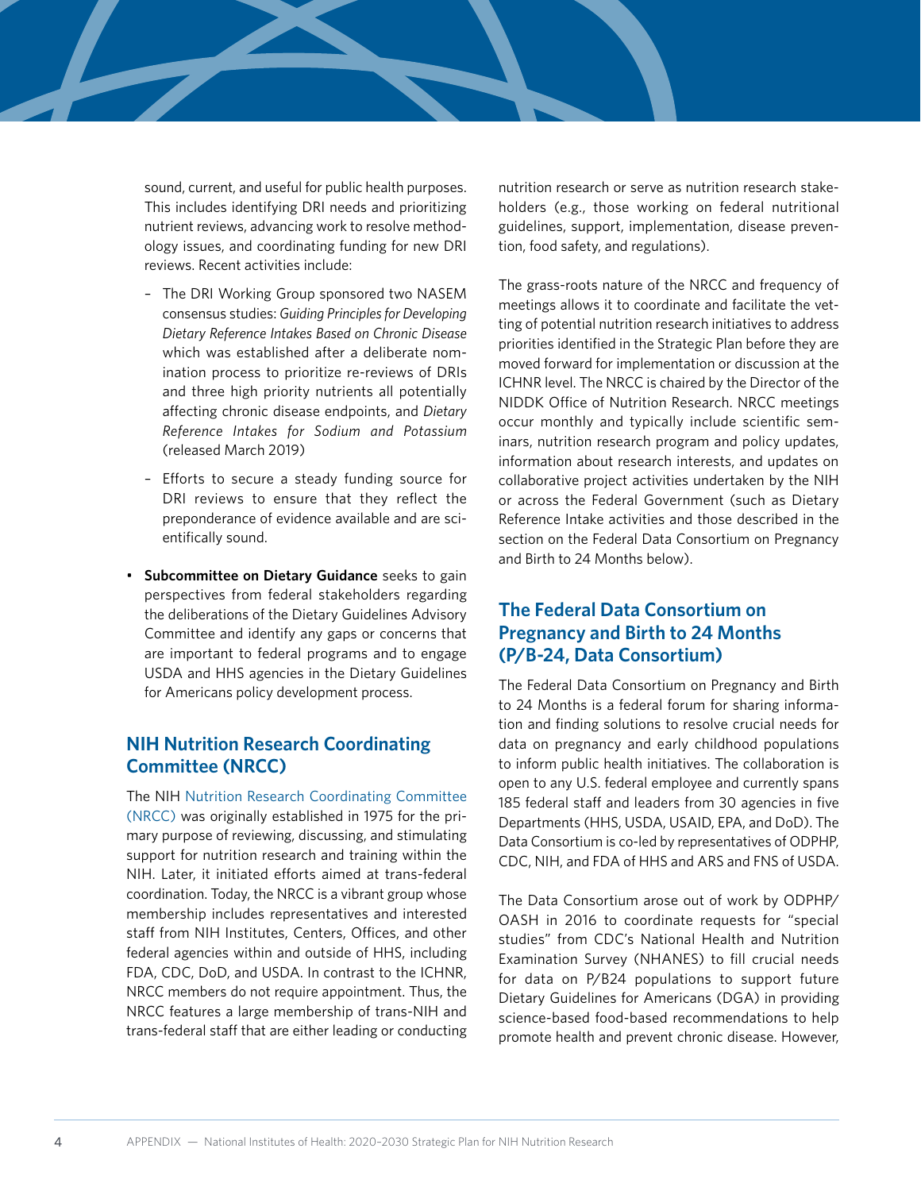sound, current, and useful for public health purposes. This includes identifying DRI needs and prioritizing nutrient reviews, advancing work to resolve methodology issues, and coordinating funding for new DRI reviews. Recent activities include:

  - The DRI Working Group sponsored two NASEM consensus studies: *Guiding Principles for Developing Dietary Reference Intakes Based on Chronic Disease* which was established after a deliberate nomination process to prioritize re-reviews of DRIs and three high priority nutrients all potentially affecting chronic disease endpoints, and *Dietary Reference Intakes for Sodium and Potassium* (released March 2019)
  - Efforts to secure a steady funding source for DRI reviews to ensure that they reflect the preponderance of evidence available and are scientifically sound.

- **Subcommittee on Dietary Guidance** seeks to gain perspectives from federal stakeholders regarding the deliberations of the Dietary Guidelines Advisory Committee and identify any gaps or concerns that are important to federal programs and to engage USDA and HHS agencies in the Dietary Guidelines for Americans policy development process.

## NIH Nutrition Research Coordinating Committee (NRCC)

The NIH Nutrition Research Coordinating Committee (NRCC) was originally established in 1975 for the primary purpose of reviewing, discussing, and stimulating support for nutrition research and training within the NIH. Later, it initiated efforts aimed at trans-federal coordination. Today, the NRCC is a vibrant group whose membership includes representatives and interested staff from NIH Institutes, Centers, Offices, and other federal agencies within and outside of HHS, including FDA, CDC, DoD, and USDA. In contrast to the ICHNR, NRCC members do not require appointment. Thus, the NRCC features a large membership of trans-NIH and trans-federal staff that are either leading or conducting nutrition research or serve as nutrition research stakeholders (e.g., those working on federal nutritional guidelines, support, implementation, disease prevention, food safety, and regulations).

The grass-roots nature of the NRCC and frequency of meetings allows it to coordinate and facilitate the vetting of potential nutrition research initiatives to address priorities identified in the Strategic Plan before they are moved forward for implementation or discussion at the ICHNR level. The NRCC is chaired by the Director of the NIDDK Office of Nutrition Research. NRCC meetings occur monthly and typically include scientific seminars, nutrition research program and policy updates, information about research interests, and updates on collaborative project activities undertaken by the NIH or across the Federal Government (such as Dietary Reference Intake activities and those described in the section on the Federal Data Consortium on Pregnancy and Birth to 24 Months below).

## The Federal Data Consortium on Pregnancy and Birth to 24 Months (P/B-24, Data Consortium)

The Federal Data Consortium on Pregnancy and Birth to 24 Months is a federal forum for sharing information and finding solutions to resolve crucial needs for data on pregnancy and early childhood populations to inform public health initiatives. The collaboration is open to any U.S. federal employee and currently spans 185 federal staff and leaders from 30 agencies in five Departments (HHS, USDA, USAID, EPA, and DoD). The Data Consortium is co-led by representatives of ODPHP, CDC, NIH, and FDA of HHS and ARS and FNS of USDA.

The Data Consortium arose out of work by ODPHP/OASH in 2016 to coordinate requests for "special studies" from CDC's National Health and Nutrition Examination Survey (NHANES) to fill crucial needs for data on P/B24 populations to support future Dietary Guidelines for Americans (DGA) in providing science-based food-based recommendations to help promote health and prevent chronic disease. However,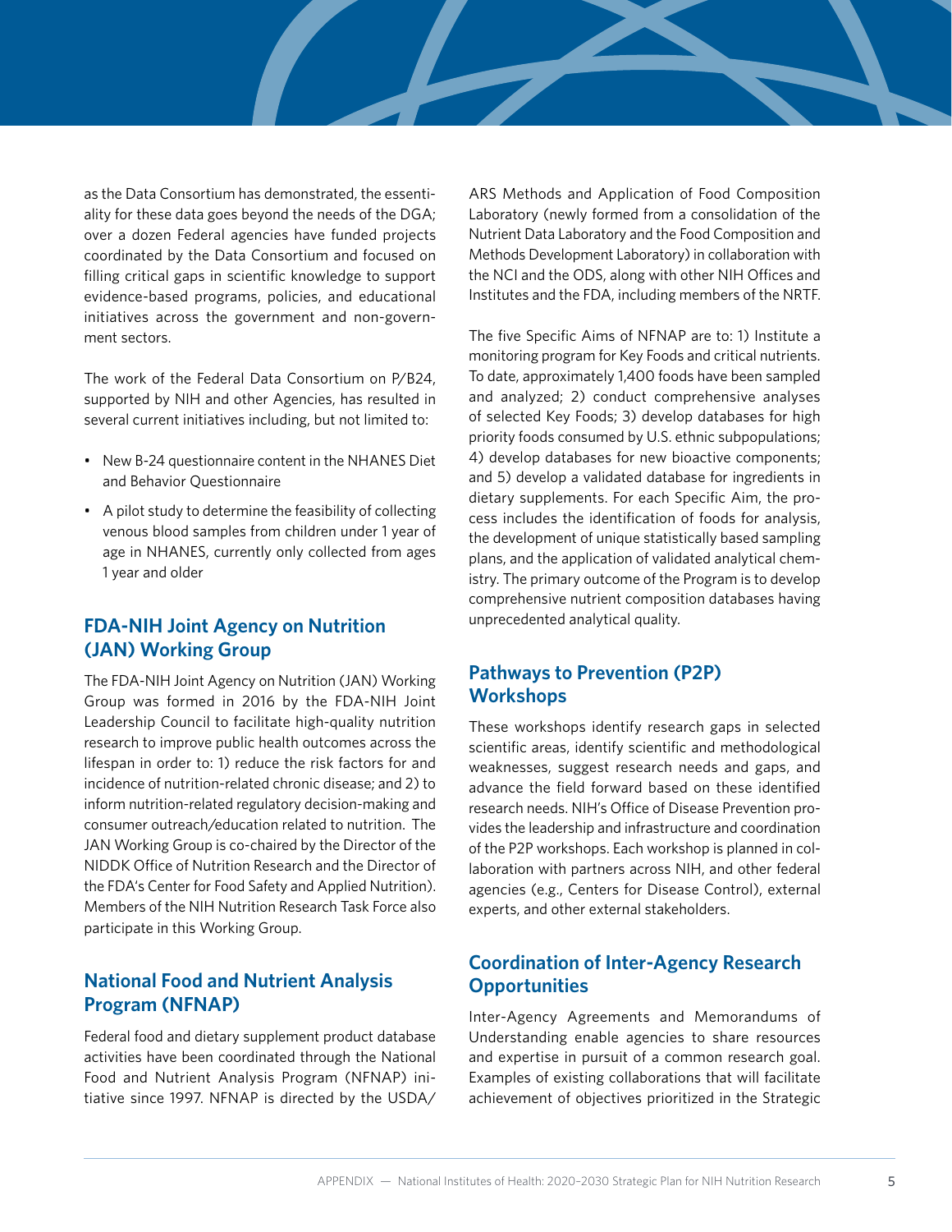as the Data Consortium has demonstrated, the essentiality for these data goes beyond the needs of the DGA; over a dozen Federal agencies have funded projects coordinated by the Data Consortium and focused on filling critical gaps in scientific knowledge to support evidence-based programs, policies, and educational initiatives across the government and non-government sectors.

The work of the Federal Data Consortium on P/B24, supported by NIH and other Agencies, has resulted in several current initiatives including, but not limited to:

- New B-24 questionnaire content in the NHANES Diet and Behavior Questionnaire
- A pilot study to determine the feasibility of collecting venous blood samples from children under 1 year of age in NHANES, currently only collected from ages 1 year and older

## FDA-NIH Joint Agency on Nutrition (JAN) Working Group

The FDA-NIH Joint Agency on Nutrition (JAN) Working Group was formed in 2016 by the FDA-NIH Joint Leadership Council to facilitate high-quality nutrition research to improve public health outcomes across the lifespan in order to: 1) reduce the risk factors for and incidence of nutrition-related chronic disease; and 2) to inform nutrition-related regulatory decision-making and consumer outreach/education related to nutrition. The JAN Working Group is co-chaired by the Director of the NIDDK Office of Nutrition Research and the Director of the FDA's Center for Food Safety and Applied Nutrition). Members of the NIH Nutrition Research Task Force also participate in this Working Group.

## National Food and Nutrient Analysis Program (NFNAP)

Federal food and dietary supplement product database activities have been coordinated through the National Food and Nutrient Analysis Program (NFNAP) initiative since 1997. NFNAP is directed by the USDA/ARS Methods and Application of Food Composition Laboratory (newly formed from a consolidation of the Nutrient Data Laboratory and the Food Composition and Methods Development Laboratory) in collaboration with the NCI and the ODS, along with other NIH Offices and Institutes and the FDA, including members of the NRTF.

The five Specific Aims of NFNAP are to: 1) Institute a monitoring program for Key Foods and critical nutrients. To date, approximately 1,400 foods have been sampled and analyzed; 2) conduct comprehensive analyses of selected Key Foods; 3) develop databases for high priority foods consumed by U.S. ethnic subpopulations; 4) develop databases for new bioactive components; and 5) develop a validated database for ingredients in dietary supplements. For each Specific Aim, the process includes the identification of foods for analysis, the development of unique statistically based sampling plans, and the application of validated analytical chemistry. The primary outcome of the Program is to develop comprehensive nutrient composition databases having unprecedented analytical quality.

## Pathways to Prevention (P2P) Workshops

These workshops identify research gaps in selected scientific areas, identify scientific and methodological weaknesses, suggest research needs and gaps, and advance the field forward based on these identified research needs. NIH's Office of Disease Prevention provides the leadership and infrastructure and coordination of the P2P workshops. Each workshop is planned in collaboration with partners across NIH, and other federal agencies (e.g., Centers for Disease Control), external experts, and other external stakeholders.

## Coordination of Inter-Agency Research Opportunities

Inter-Agency Agreements and Memorandums of Understanding enable agencies to share resources and expertise in pursuit of a common research goal. Examples of existing collaborations that will facilitate achievement of objectives prioritized in the Strategic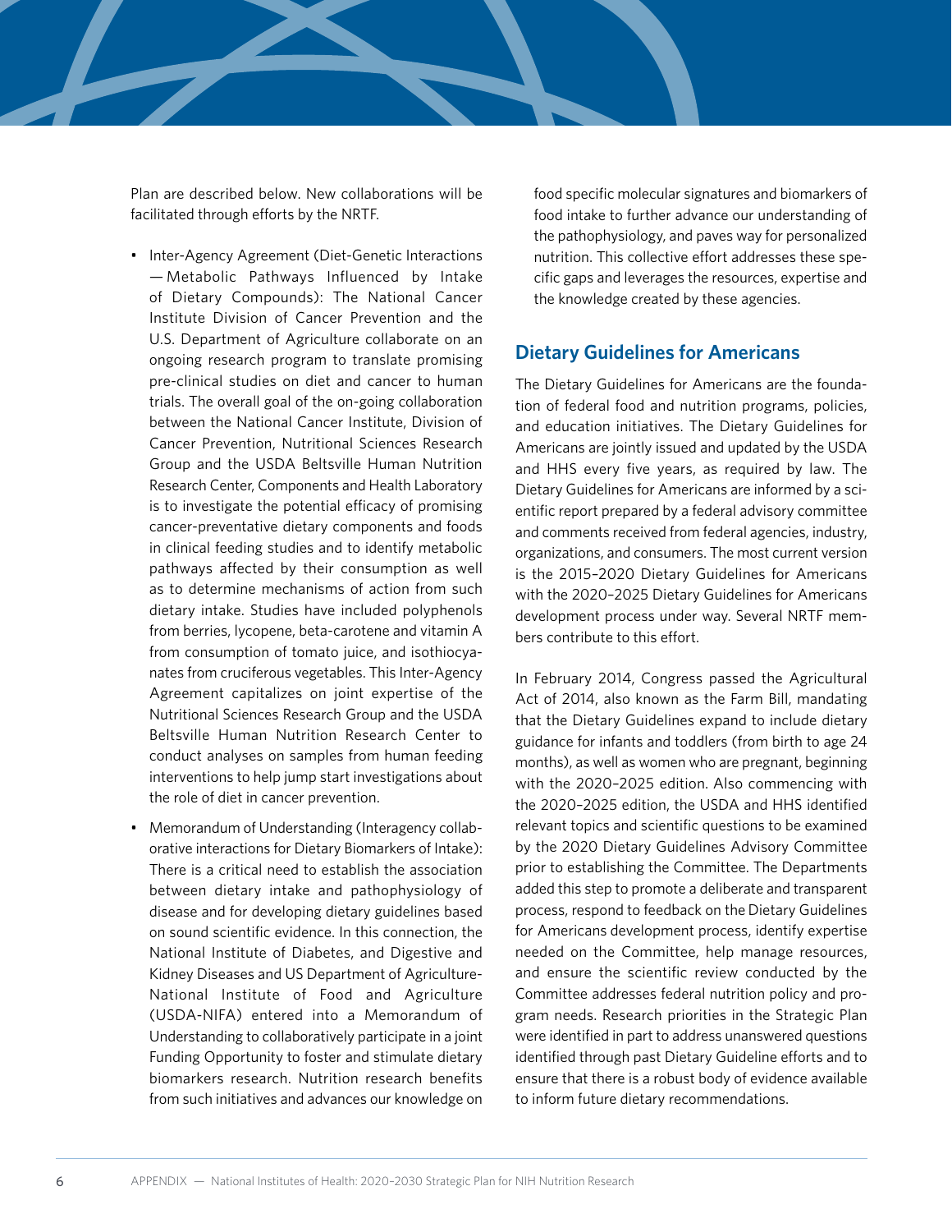Plan are described below. New collaborations will be facilitated through efforts by the NRTF.

- Inter-Agency Agreement (Diet-Genetic Interactions — Metabolic Pathways Influenced by Intake of Dietary Compounds): The National Cancer Institute Division of Cancer Prevention and the U.S. Department of Agriculture collaborate on an ongoing research program to translate promising pre-clinical studies on diet and cancer to human trials. The overall goal of the on-going collaboration between the National Cancer Institute, Division of Cancer Prevention, Nutritional Sciences Research Group and the USDA Beltsville Human Nutrition Research Center, Components and Health Laboratory is to investigate the potential efficacy of promising cancer-preventative dietary components and foods in clinical feeding studies and to identify metabolic pathways affected by their consumption as well as to determine mechanisms of action from such dietary intake. Studies have included polyphenols from berries, lycopene, beta-carotene and vitamin A from consumption of tomato juice, and isothiocyanates from cruciferous vegetables. This Inter-Agency Agreement capitalizes on joint expertise of the Nutritional Sciences Research Group and the USDA Beltsville Human Nutrition Research Center to conduct analyses on samples from human feeding interventions to help jump start investigations about the role of diet in cancer prevention.
- Memorandum of Understanding (Interagency collaborative interactions for Dietary Biomarkers of Intake): There is a critical need to establish the association between dietary intake and pathophysiology of disease and for developing dietary guidelines based on sound scientific evidence. In this connection, the National Institute of Diabetes, and Digestive and Kidney Diseases and US Department of Agriculture-National Institute of Food and Agriculture (USDA-NIFA) entered into a Memorandum of Understanding to collaboratively participate in a joint Funding Opportunity to foster and stimulate dietary biomarkers research. Nutrition research benefits from such initiatives and advances our knowledge on food specific molecular signatures and biomarkers of food intake to further advance our understanding of the pathophysiology, and paves way for personalized nutrition. This collective effort addresses these specific gaps and leverages the resources, expertise and the knowledge created by these agencies.

## Dietary Guidelines for Americans

The Dietary Guidelines for Americans are the foundation of federal food and nutrition programs, policies, and education initiatives. The Dietary Guidelines for Americans are jointly issued and updated by the USDA and HHS every five years, as required by law. The Dietary Guidelines for Americans are informed by a scientific report prepared by a federal advisory committee and comments received from federal agencies, industry, organizations, and consumers. The most current version is the 2015–2020 Dietary Guidelines for Americans with the 2020–2025 Dietary Guidelines for Americans development process under way. Several NRTF members contribute to this effort.

In February 2014, Congress passed the Agricultural Act of 2014, also known as the Farm Bill, mandating that the Dietary Guidelines expand to include dietary guidance for infants and toddlers (from birth to age 24 months), as well as women who are pregnant, beginning with the 2020–2025 edition. Also commencing with the 2020–2025 edition, the USDA and HHS identified relevant topics and scientific questions to be examined by the 2020 Dietary Guidelines Advisory Committee prior to establishing the Committee. The Departments added this step to promote a deliberate and transparent process, respond to feedback on the Dietary Guidelines for Americans development process, identify expertise needed on the Committee, help manage resources, and ensure the scientific review conducted by the Committee addresses federal nutrition policy and program needs. Research priorities in the Strategic Plan were identified in part to address unanswered questions identified through past Dietary Guideline efforts and to ensure that there is a robust body of evidence available to inform future dietary recommendations.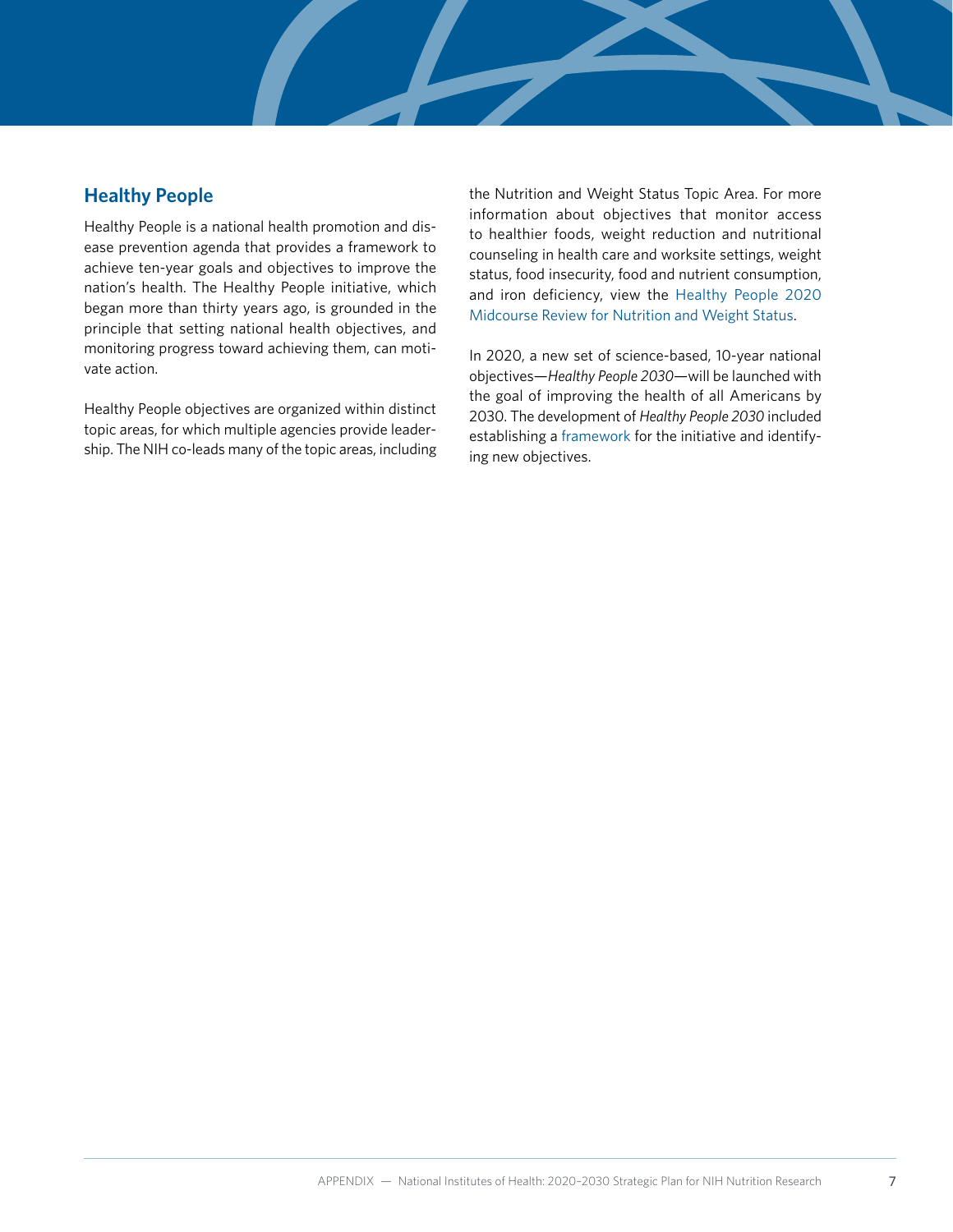## Healthy People

Healthy People is a national health promotion and disease prevention agenda that provides a framework to achieve ten-year goals and objectives to improve the nation's health. The Healthy People initiative, which began more than thirty years ago, is grounded in the principle that setting national health objectives, and monitoring progress toward achieving them, can motivate action.

Healthy People objectives are organized within distinct topic areas, for which multiple agencies provide leadership. The NIH co-leads many of the topic areas, including the Nutrition and Weight Status Topic Area. For more information about objectives that monitor access to healthier foods, weight reduction and nutritional counseling in health care and worksite settings, weight status, food insecurity, food and nutrient consumption, and iron deficiency, view the Healthy People 2020 Midcourse Review for Nutrition and Weight Status.

In 2020, a new set of science-based, 10-year national objectives—*Healthy People 2030*—will be launched with the goal of improving the health of all Americans by 2030. The development of *Healthy People 2030* included establishing a framework for the initiative and identifying new objectives.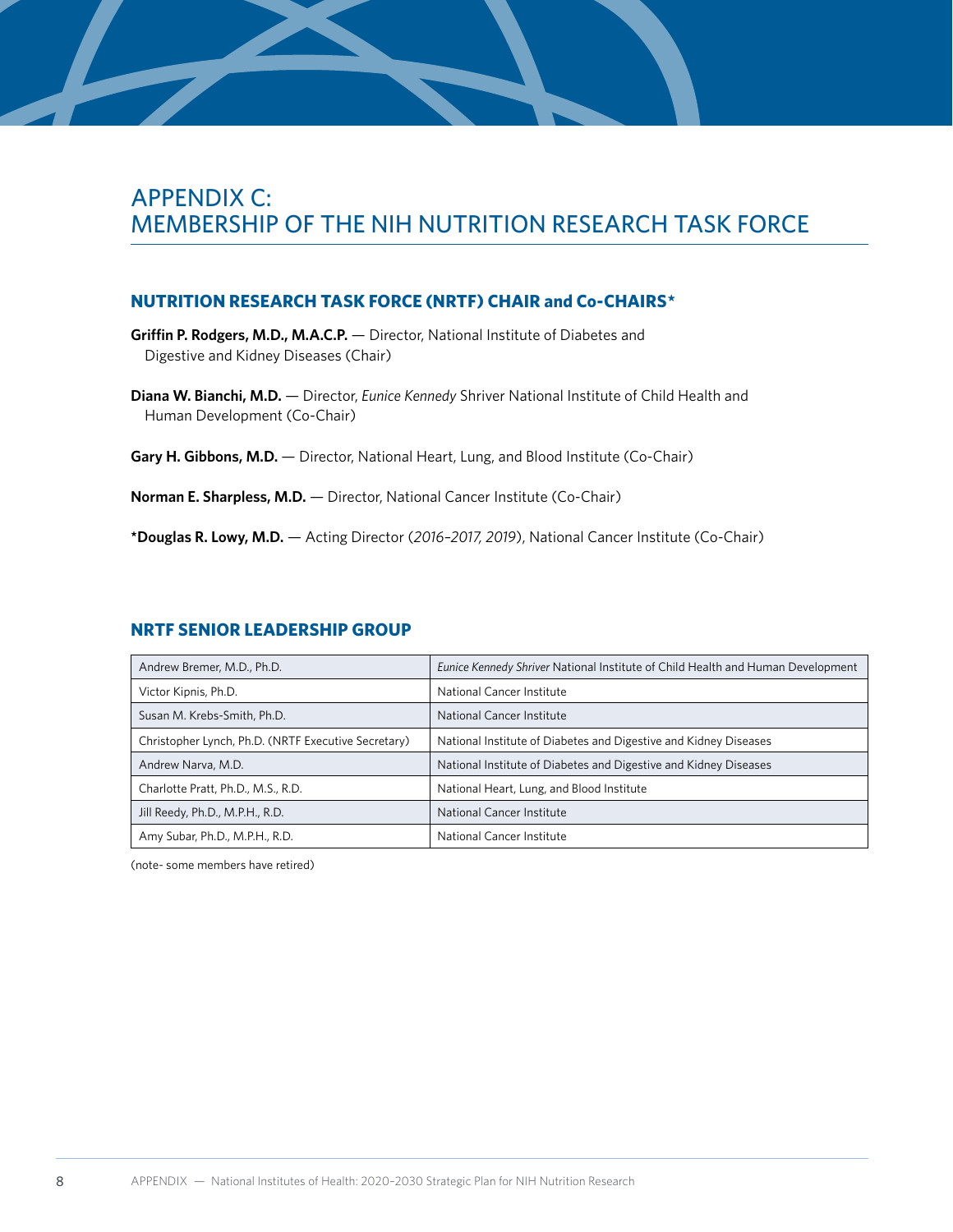# APPENDIX C: MEMBERSHIP OF THE NIH NUTRITION RESEARCH TASK FORCE

## NUTRITION RESEARCH TASK FORCE (NRTF) CHAIR and Co-CHAIRS*

**Griffin P. Rodgers, M.D., M.A.C.P.** — Director, National Institute of Diabetes and Digestive and Kidney Diseases (Chair)

**Diana W. Bianchi, M.D.** — Director, *Eunice Kennedy* Shriver National Institute of Child Health and Human Development (Co-Chair)

**Gary H. Gibbons, M.D.** — Director, National Heart, Lung, and Blood Institute (Co-Chair)

**Norman E. Sharpless, M.D.** — Director, National Cancer Institute (Co-Chair)

**\*Douglas R. Lowy, M.D.** — Acting Director (*2016–2017, 2019*), National Cancer Institute (Co-Chair)

## NRTF SENIOR LEADERSHIP GROUP

| Name | Institute |
|---|---|
| Andrew Bremer, M.D., Ph.D. | *Eunice Kennedy Shriver* National Institute of Child Health and Human Development |
| Victor Kipnis, Ph.D. | National Cancer Institute |
| Susan M. Krebs-Smith, Ph.D. | National Cancer Institute |
| Christopher Lynch, Ph.D. (NRTF Executive Secretary) | National Institute of Diabetes and Digestive and Kidney Diseases |
| Andrew Narva, M.D. | National Institute of Diabetes and Digestive and Kidney Diseases |
| Charlotte Pratt, Ph.D., M.S., R.D. | National Heart, Lung, and Blood Institute |
| Jill Reedy, Ph.D., M.P.H., R.D. | National Cancer Institute |
| Amy Subar, Ph.D., M.P.H., R.D. | National Cancer Institute |

(note- some members have retired)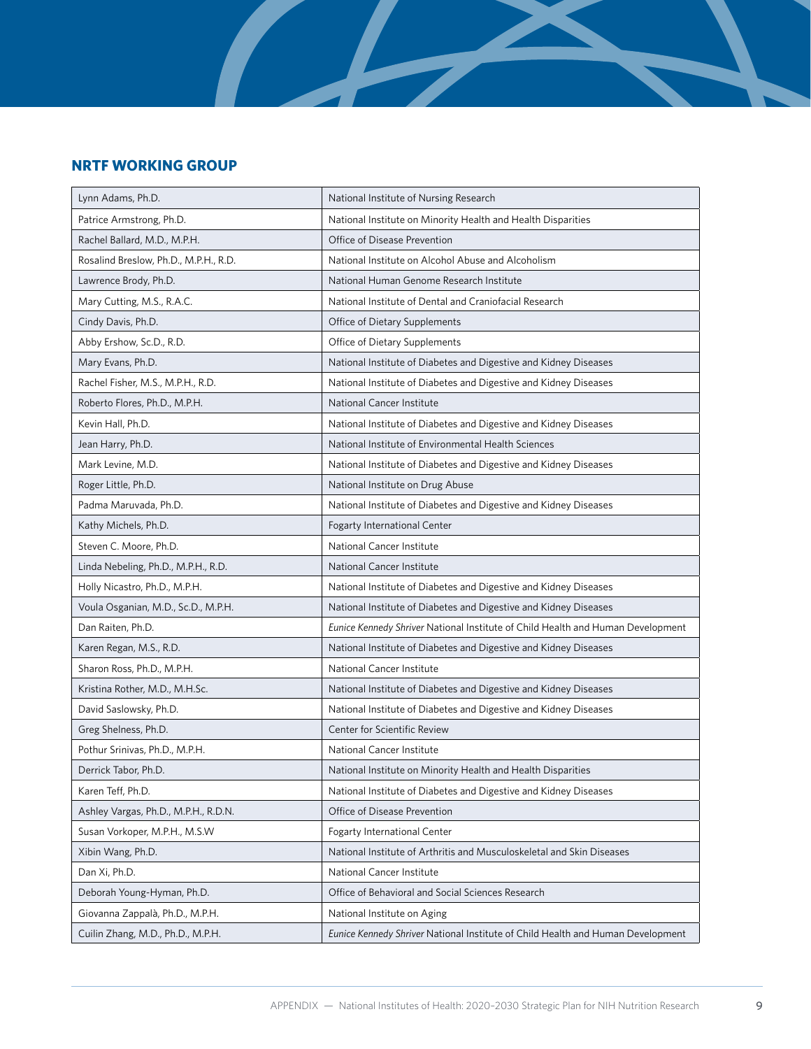## NRTF WORKING GROUP

| | |
|---|---|
| Lynn Adams, Ph.D. | National Institute of Nursing Research |
| Patrice Armstrong, Ph.D. | National Institute on Minority Health and Health Disparities |
| Rachel Ballard, M.D., M.P.H. | Office of Disease Prevention |
| Rosalind Breslow, Ph.D., M.P.H., R.D. | National Institute on Alcohol Abuse and Alcoholism |
| Lawrence Brody, Ph.D. | National Human Genome Research Institute |
| Mary Cutting, M.S., R.A.C. | National Institute of Dental and Craniofacial Research |
| Cindy Davis, Ph.D. | Office of Dietary Supplements |
| Abby Ershow, Sc.D., R.D. | Office of Dietary Supplements |
| Mary Evans, Ph.D. | National Institute of Diabetes and Digestive and Kidney Diseases |
| Rachel Fisher, M.S., M.P.H., R.D. | National Institute of Diabetes and Digestive and Kidney Diseases |
| Roberto Flores, Ph.D., M.P.H. | National Cancer Institute |
| Kevin Hall, Ph.D. | National Institute of Diabetes and Digestive and Kidney Diseases |
| Jean Harry, Ph.D. | National Institute of Environmental Health Sciences |
| Mark Levine, M.D. | National Institute of Diabetes and Digestive and Kidney Diseases |
| Roger Little, Ph.D. | National Institute on Drug Abuse |
| Padma Maruvada, Ph.D. | National Institute of Diabetes and Digestive and Kidney Diseases |
| Kathy Michels, Ph.D. | Fogarty International Center |
| Steven C. Moore, Ph.D. | National Cancer Institute |
| Linda Nebeling, Ph.D., M.P.H., R.D. | National Cancer Institute |
| Holly Nicastro, Ph.D., M.P.H. | National Institute of Diabetes and Digestive and Kidney Diseases |
| Voula Osganian, M.D., Sc.D., M.P.H. | National Institute of Diabetes and Digestive and Kidney Diseases |
| Dan Raiten, Ph.D. | *Eunice Kennedy Shriver* National Institute of Child Health and Human Development |
| Karen Regan, M.S., R.D. | National Institute of Diabetes and Digestive and Kidney Diseases |
| Sharon Ross, Ph.D., M.P.H. | National Cancer Institute |
| Kristina Rother, M.D., M.H.Sc. | National Institute of Diabetes and Digestive and Kidney Diseases |
| David Saslowsky, Ph.D. | National Institute of Diabetes and Digestive and Kidney Diseases |
| Greg Shelness, Ph.D. | Center for Scientific Review |
| Pothur Srinivas, Ph.D., M.P.H. | National Cancer Institute |
| Derrick Tabor, Ph.D. | National Institute on Minority Health and Health Disparities |
| Karen Teff, Ph.D. | National Institute of Diabetes and Digestive and Kidney Diseases |
| Ashley Vargas, Ph.D., M.P.H., R.D.N. | Office of Disease Prevention |
| Susan Vorkoper, M.P.H., M.S.W | Fogarty International Center |
| Xibin Wang, Ph.D. | National Institute of Arthritis and Musculoskeletal and Skin Diseases |
| Dan Xi, Ph.D. | National Cancer Institute |
| Deborah Young-Hyman, Ph.D. | Office of Behavioral and Social Sciences Research |
| Giovanna Zappalà, Ph.D., M.P.H. | National Institute on Aging |
| Cuilin Zhang, M.D., Ph.D., M.P.H. | *Eunice Kennedy Shriver* National Institute of Child Health and Human Development |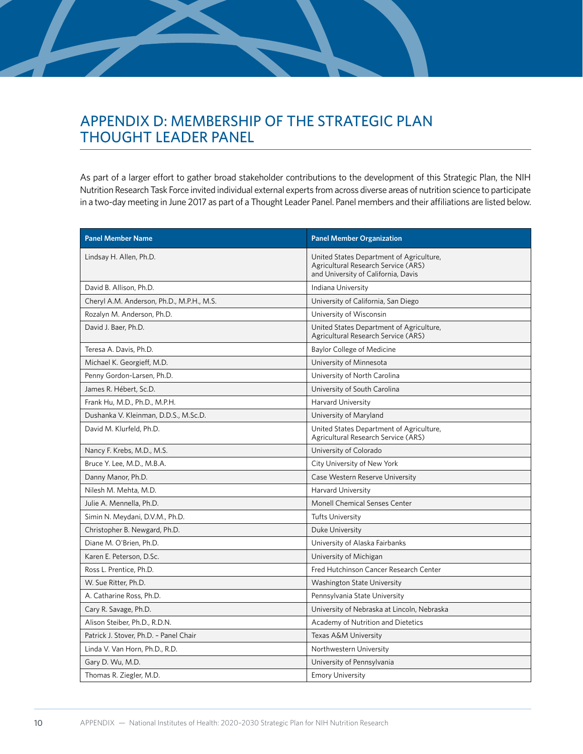# APPENDIX D: MEMBERSHIP OF THE STRATEGIC PLAN THOUGHT LEADER PANEL

As part of a larger effort to gather broad stakeholder contributions to the development of this Strategic Plan, the NIH Nutrition Research Task Force invited individual external experts from across diverse areas of nutrition science to participate in a two-day meeting in June 2017 as part of a Thought Leader Panel. Panel members and their affiliations are listed below.

| Panel Member Name | Panel Member Organization |
|---|---|
| Lindsay H. Allen, Ph.D. | United States Department of Agriculture, Agricultural Research Service (ARS) and University of California, Davis |
| David B. Allison, Ph.D. | Indiana University |
| Cheryl A.M. Anderson, Ph.D., M.P.H., M.S. | University of California, San Diego |
| Rozalyn M. Anderson, Ph.D. | University of Wisconsin |
| David J. Baer, Ph.D. | United States Department of Agriculture, Agricultural Research Service (ARS) |
| Teresa A. Davis, Ph.D. | Baylor College of Medicine |
| Michael K. Georgieff, M.D. | University of Minnesota |
| Penny Gordon-Larsen, Ph.D. | University of North Carolina |
| James R. Hébert, Sc.D. | University of South Carolina |
| Frank Hu, M.D., Ph.D., M.P.H. | Harvard University |
| Dushanka V. Kleinman, D.D.S., M.Sc.D. | University of Maryland |
| David M. Klurfeld, Ph.D. | United States Department of Agriculture, Agricultural Research Service (ARS) |
| Nancy F. Krebs, M.D., M.S. | University of Colorado |
| Bruce Y. Lee, M.D., M.B.A. | City University of New York |
| Danny Manor, Ph.D. | Case Western Reserve University |
| Nilesh M. Mehta, M.D. | Harvard University |
| Julie A. Mennella, Ph.D. | Monell Chemical Senses Center |
| Simin N. Meydani, D.V.M., Ph.D. | Tufts University |
| Christopher B. Newgard, Ph.D. | Duke University |
| Diane M. O'Brien, Ph.D. | University of Alaska Fairbanks |
| Karen E. Peterson, D.Sc. | University of Michigan |
| Ross L. Prentice, Ph.D. | Fred Hutchinson Cancer Research Center |
| W. Sue Ritter, Ph.D. | Washington State University |
| A. Catharine Ross, Ph.D. | Pennsylvania State University |
| Cary R. Savage, Ph.D. | University of Nebraska at Lincoln, Nebraska |
| Alison Steiber, Ph.D., R.D.N. | Academy of Nutrition and Dietetics |
| Patrick J. Stover, Ph.D. – Panel Chair | Texas A&M University |
| Linda V. Van Horn, Ph.D., R.D. | Northwestern University |
| Gary D. Wu, M.D. | University of Pennsylvania |
| Thomas R. Ziegler, M.D. | Emory University |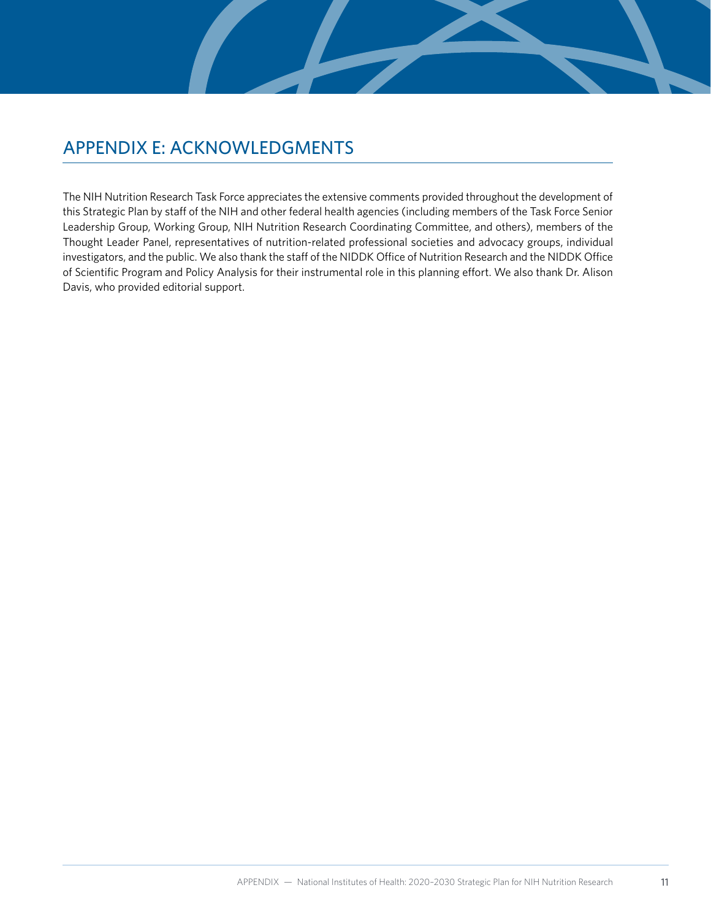# APPENDIX E: ACKNOWLEDGMENTS

The NIH Nutrition Research Task Force appreciates the extensive comments provided throughout the development of this Strategic Plan by staff of the NIH and other federal health agencies (including members of the Task Force Senior Leadership Group, Working Group, NIH Nutrition Research Coordinating Committee, and others), members of the Thought Leader Panel, representatives of nutrition-related professional societies and advocacy groups, individual investigators, and the public. We also thank the staff of the NIDDK Office of Nutrition Research and the NIDDK Office of Scientific Program and Policy Analysis for their instrumental role in this planning effort. We also thank Dr. Alison Davis, who provided editorial support.